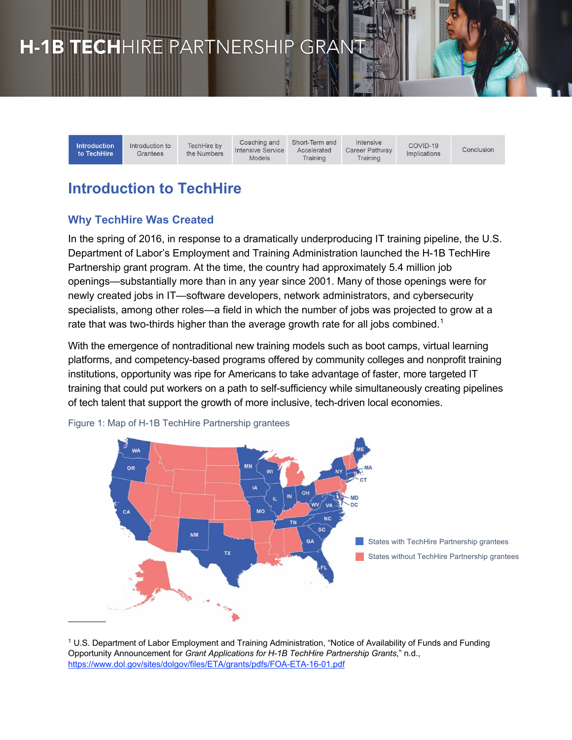# H-1B TECHHIRE PARTNERSHIP GRANT

Introduction to TechHire | Introduction to Grantees | TechHire by the Numbers | Coaching and Intensive Service Models | Short-Term and Accelerated Training | Intensive Career Pathway Training | COVID-19 Implications | Conclusion

## Introduction to TechHire

### Why TechHire Was Created

In the spring of 2016, in response to a dramatically underproducing IT training pipeline, the U.S. Department of Labor's Employment and Training Administration launched the H-1B TechHire Partnership grant program. At the time, the country had approximately 5.4 million job openings—substantially more than in any year since 2001. Many of those openings were for newly created jobs in IT—software developers, network administrators, and cybersecurity specialists, among other roles—a field in which the number of jobs was projected to grow at a rate that was two-thirds higher than the average growth rate for all jobs combined.[1]

With the emergence of nontraditional new training models such as boot camps, virtual learning platforms, and competency-based programs offered by community colleges and nonprofit training institutions, opportunity was ripe for Americans to take advantage of faster, more targeted IT training that could put workers on a path to self-sufficiency while simultaneously creating pipelines of tech talent that support the growth of more inclusive, tech-driven local economies.

Figure 1: Map of H-1B TechHire Partnership grantees

States with TechHire Partnership grantees: WA, OR, CA, NM, TX, MN, WI, IA, IL, MO, IN, OH, TN, GA, FL, SC, NC, VA, WV, MD, DC, NY, CT, MA, ME

States without TechHire Partnership grantees

[1] U.S. Department of Labor Employment and Training Administration, "Notice of Availability of Funds and Funding Opportunity Announcement for *Grant Applications for H-1B TechHire Partnership Grants*," n.d., https://www.dol.gov/sites/dolgov/files/ETA/grants/pdfs/FOA-ETA-16-01.pdf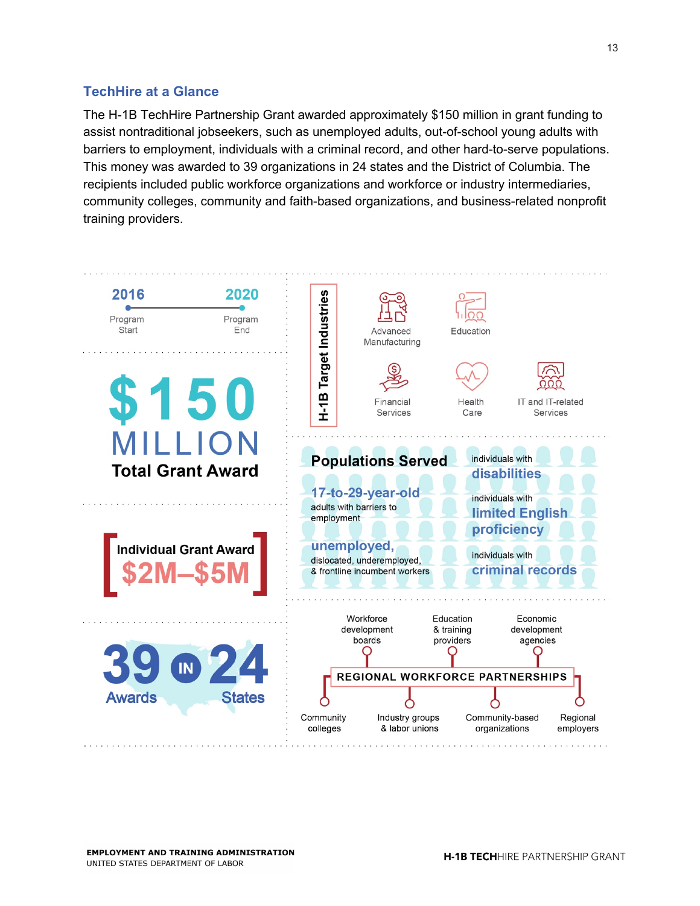## TechHire at a Glance

The H-1B TechHire Partnership Grant awarded approximately $150 million in grant funding to assist nontraditional jobseekers, such as unemployed adults, out-of-school young adults with barriers to employment, individuals with a criminal record, and other hard-to-serve populations. This money was awarded to 39 organizations in 24 states and the District of Columbia. The recipients included public workforce organizations and workforce or industry intermediaries, community colleges, community and faith-based organizations, and business-related nonprofit training providers.

**2016** Program Start — **2020** Program End

**$150 MILLION**
**Total Grant Award**

**Individual Grant Award**
**$2M–$5M**

**39** Awards **IN** **24** States

### H-1B Target Industries

- Advanced Manufacturing
- Education
- Financial Services
- Health Care
- IT and IT-related Services

### Populations Served

- **17-to-29-year-old** adults with barriers to employment
- **unemployed,** dislocated, underemployed, & frontline incumbent workers
- individuals with **disabilities**
- individuals with **limited English proficiency**
- individuals with **criminal records**

### REGIONAL WORKFORCE PARTNERSHIPS

- Workforce development boards
- Education & training providers
- Economic development agencies
- Community colleges
- Industry groups & labor unions
- Community-based organizations
- Regional employers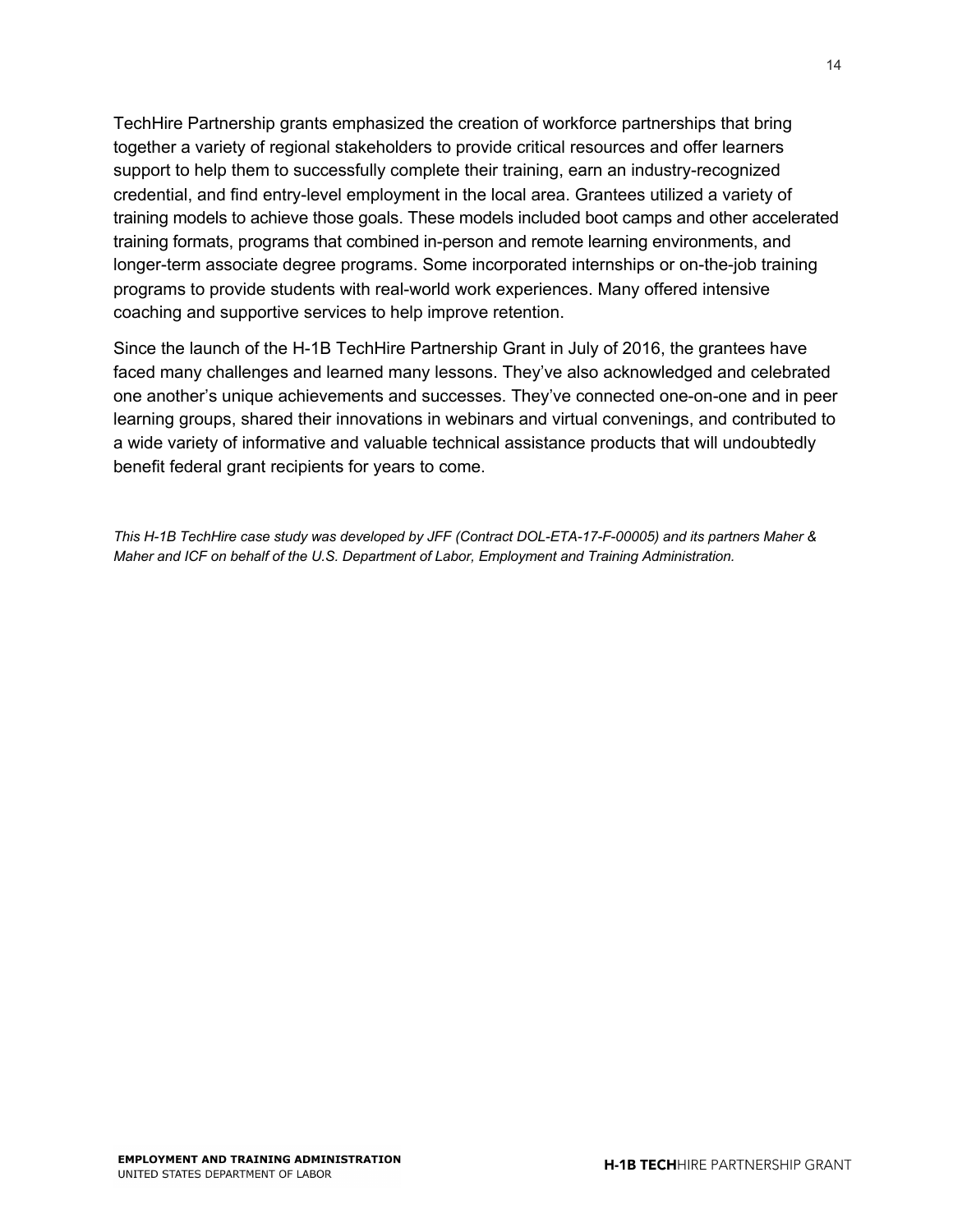TechHire Partnership grants emphasized the creation of workforce partnerships that bring together a variety of regional stakeholders to provide critical resources and offer learners support to help them to successfully complete their training, earn an industry-recognized credential, and find entry-level employment in the local area. Grantees utilized a variety of training models to achieve those goals. These models included boot camps and other accelerated training formats, programs that combined in-person and remote learning environments, and longer-term associate degree programs. Some incorporated internships or on-the-job training programs to provide students with real-world work experiences. Many offered intensive coaching and supportive services to help improve retention.

Since the launch of the H-1B TechHire Partnership Grant in July of 2016, the grantees have faced many challenges and learned many lessons. They've also acknowledged and celebrated one another's unique achievements and successes. They've connected one-on-one and in peer learning groups, shared their innovations in webinars and virtual convenings, and contributed to a wide variety of informative and valuable technical assistance products that will undoubtedly benefit federal grant recipients for years to come.

*This H-1B TechHire case study was developed by JFF (Contract DOL-ETA-17-F-00005) and its partners Maher & Maher and ICF on behalf of the U.S. Department of Labor, Employment and Training Administration.*